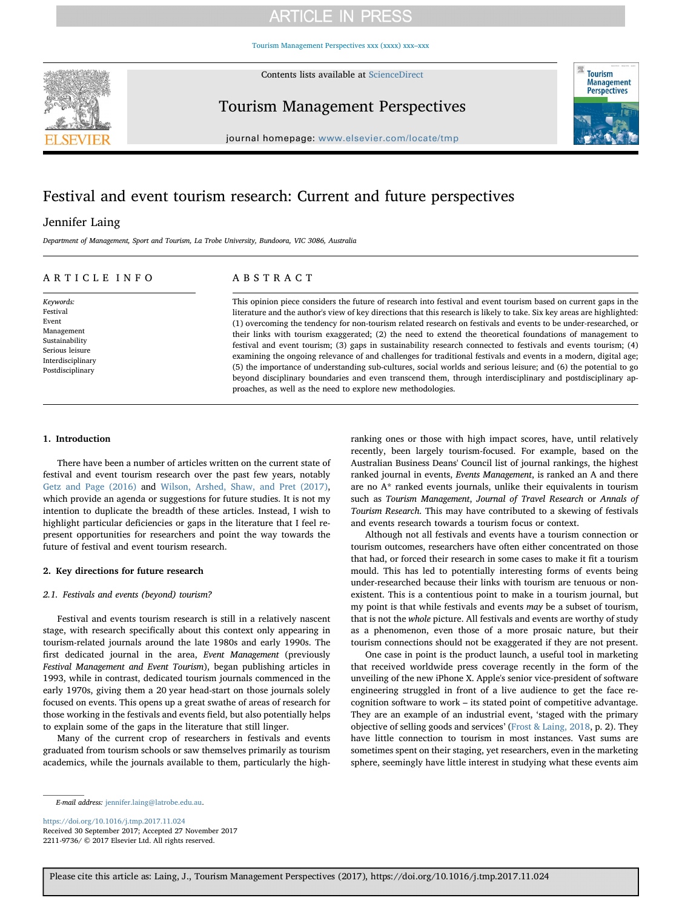# Festival and event tourism research: Current and future perspectives

Jennifer Laing

*Department of Management, Sport and Tourism, La Trobe University, Bundoora, VIC 3086, Australia*

## ARTICLE INFO

*Keywords:*
Festival
Event
Management
Sustainability
Serious leisure
Interdisciplinary
Postdisciplinary

## ABSTRACT

This opinion piece considers the future of research into festival and event tourism based on current gaps in the literature and the author's view of key directions that this research is likely to take. Six key areas are highlighted: (1) overcoming the tendency for non-tourism related research on festivals and events to be under-researched, or their links with tourism exaggerated; (2) the need to extend the theoretical foundations of management to festival and event tourism; (3) gaps in sustainability research connected to festivals and events tourism; (4) examining the ongoing relevance of and challenges for traditional festivals and events in a modern, digital age; (5) the importance of understanding sub-cultures, social worlds and serious leisure; and (6) the potential to go beyond disciplinary boundaries and even transcend them, through interdisciplinary and postdisciplinary approaches, as well as the need to explore new methodologies.

## 1. Introduction

There have been a number of articles written on the current state of festival and event tourism research over the past few years, notably Getz and Page (2016) and Wilson, Arshed, Shaw, and Pret (2017), which provide an agenda or suggestions for future studies. It is not my intention to duplicate the breadth of these articles. Instead, I wish to highlight particular deficiencies or gaps in the literature that I feel represent opportunities for researchers and point the way towards the future of festival and event tourism research.

## 2. Key directions for future research

### 2.1. Festivals and events (beyond) tourism?

Festival and events tourism research is still in a relatively nascent stage, with research specifically about this context only appearing in tourism-related journals around the late 1980s and early 1990s. The first dedicated journal in the area, *Event Management* (previously *Festival Management and Event Tourism*), began publishing articles in 1993, while in contrast, dedicated tourism journals commenced in the early 1970s, giving them a 20 year head-start on those journals solely focused on events. This opens up a great swathe of areas of research for those working in the festivals and events field, but also potentially helps to explain some of the gaps in the literature that still linger.

Many of the current crop of researchers in festivals and events graduated from tourism schools or saw themselves primarily as tourism academics, while the journals available to them, particularly the high-ranking ones or those with high impact scores, have, until relatively recently, been largely tourism-focused. For example, based on the Australian Business Deans' Council list of journal rankings, the highest ranked journal in events, *Events Management*, is ranked an A and there are no A* ranked events journals, unlike their equivalents in tourism such as *Tourism Management*, *Journal of Travel Research* or *Annals of Tourism Research*. This may have contributed to a skewing of festivals and events research towards a tourism focus or context.

Although not all festivals and events have a tourism connection or tourism outcomes, researchers have often either concentrated on those that had, or forced their research in some cases to make it fit a tourism mould. This has led to potentially interesting forms of events being under-researched because their links with tourism are tenuous or non-existent. This is a contentious point to make in a tourism journal, but my point is that while festivals and events *may* be a subset of tourism, that is not the *whole* picture. All festivals and events are worthy of study as a phenomenon, even those of a more prosaic nature, but their tourism connections should not be exaggerated if they are not present.

One case in point is the product launch, a useful tool in marketing that received worldwide press coverage recently in the form of the unveiling of the new iPhone X. Apple's senior vice-president of software engineering struggled in front of a live audience to get the face recognition software to work – its stated point of competitive advantage. They are an example of an industrial event, 'staged with the primary objective of selling goods and services' (Frost & Laing, 2018, p. 2). They have little connection to tourism in most instances. Vast sums are sometimes spent on their staging, yet researchers, even in the marketing sphere, seemingly have little interest in studying what these events aim

E-mail address: jennifer.laing@latrobe.edu.au.

https://doi.org/10.1016/j.tmp.2017.11.024
Received 30 September 2017; Accepted 27 November 2017
2211-9736/ © 2017 Elsevier Ltd. All rights reserved.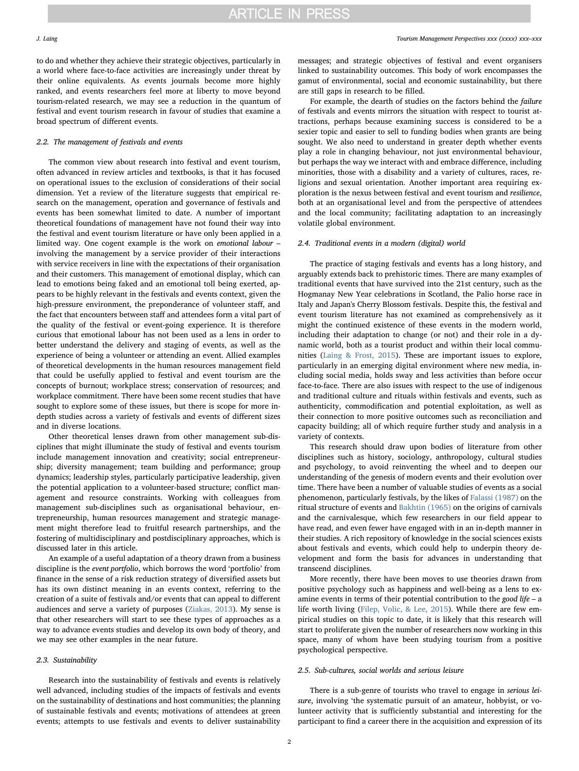to do and whether they achieve their strategic objectives, particularly in a world where face-to-face activities are increasingly under threat by their online equivalents. As events journals become more highly ranked, and events researchers feel more at liberty to move beyond tourism-related research, we may see a reduction in the quantum of festival and event tourism research in favour of studies that examine a broad spectrum of different events.

### 2.2. The management of festivals and events

The common view about research into festival and event tourism, often advanced in review articles and textbooks, is that it has focused on operational issues to the exclusion of considerations of their social dimension. Yet a review of the literature suggests that empirical research on the management, operation and governance of festivals and events has been somewhat limited to date. A number of important theoretical foundations of management have not found their way into the festival and event tourism literature or have only been applied in a limited way. One cogent example is the work on *emotional labour* – involving the management by a service provider of their interactions with service receivers in line with the expectations of their organisation and their customers. This management of emotional display, which can lead to emotions being faked and an emotional toll being exerted, appears to be highly relevant in the festivals and events context, given the high-pressure environment, the preponderance of volunteer staff, and the fact that encounters between staff and attendees form a vital part of the quality of the festival or event-going experience. It is therefore curious that emotional labour has not been used as a lens in order to better understand the delivery and staging of events, as well as the experience of being a volunteer or attending an event. Allied examples of theoretical developments in the human resources management field that could be usefully applied to festival and event tourism are the concepts of burnout; workplace stress; conservation of resources; and workplace commitment. There have been some recent studies that have sought to explore some of these issues, but there is scope for more in-depth studies across a variety of festivals and events of different sizes and in diverse locations.

Other theoretical lenses drawn from other management sub-disciplines that might illuminate the study of festival and events tourism include management innovation and creativity; social entrepreneurship; diversity management; team building and performance; group dynamics; leadership styles, particularly participative leadership, given the potential application to a volunteer-based structure; conflict management and resource constraints. Working with colleagues from management sub-disciplines such as organisational behaviour, entrepreneurship, human resources management and strategic management might therefore lead to fruitful research partnerships, and the fostering of multidisciplinary and postdisciplinary approaches, which is discussed later in this article.

An example of a useful adaptation of a theory drawn from a business discipline is the *event portfolio*, which borrows the word 'portfolio' from finance in the sense of a risk reduction strategy of diversified assets but has its own distinct meaning in an events context, referring to the creation of a suite of festivals and/or events that can appeal to different audiences and serve a variety of purposes (Ziakas, 2013). My sense is that other researchers will start to see these types of approaches as a way to advance events studies and develop its own body of theory, and we may see other examples in the near future.

### 2.3. Sustainability

Research into the sustainability of festivals and events is relatively well advanced, including studies of the impacts of festivals and events on the sustainability of destinations and host communities; the planning of sustainable festivals and events; motivations of attendees at green events; attempts to use festivals and events to deliver sustainability messages; and strategic objectives of festival and event organisers linked to sustainability outcomes. This body of work encompasses the gamut of environmental, social and economic sustainability, but there are still gaps in research to be filled.

For example, the dearth of studies on the factors behind the *failure* of festivals and events mirrors the situation with respect to tourist attractions, perhaps because examining success is considered to be a sexier topic and easier to sell to funding bodies when grants are being sought. We also need to understand in greater depth whether events play a role in changing behaviour, not just environmental behaviour, but perhaps the way we interact with and embrace difference, including minorities, those with a disability and a variety of cultures, races, religions and sexual orientation. Another important area requiring exploration is the nexus between festival and event tourism and *resilience*, both at an organisational level and from the perspective of attendees and the local community; facilitating adaptation to an increasingly volatile global environment.

### 2.4. Traditional events in a modern (digital) world

The practice of staging festivals and events has a long history, and arguably extends back to prehistoric times. There are many examples of traditional events that have survived into the 21st century, such as the Hogmanay New Year celebrations in Scotland, the Palio horse race in Italy and Japan's Cherry Blossom festivals. Despite this, the festival and event tourism literature has not examined as comprehensively as it might the continued existence of these events in the modern world, including their adaptation to change (or not) and their role in a dynamic world, both as a tourist product and within their local communities (Laing & Frost, 2015). These are important issues to explore, particularly in an emerging digital environment where new media, including social media, holds sway and less activities than before occur face-to-face. There are also issues with respect to the use of indigenous and traditional culture and rituals within festivals and events, such as authenticity, commodification and potential exploitation, as well as their connection to more positive outcomes such as reconciliation and capacity building; all of which require further study and analysis in a variety of contexts.

This research should draw upon bodies of literature from other disciplines such as history, sociology, anthropology, cultural studies and psychology, to avoid reinventing the wheel and to deepen our understanding of the genesis of modern events and their evolution over time. There have been a number of valuable studies of events as a social phenomenon, particularly festivals, by the likes of Falassi (1987) on the ritual structure of events and Bakhtin (1965) on the origins of carnivals and the carnivalesque, which few researchers in our field appear to have read, and even fewer have engaged with in an in-depth manner in their studies. A rich repository of knowledge in the social sciences exists about festivals and events, which could help to underpin theory development and form the basis for advances in understanding that transcend disciplines.

More recently, there have been moves to use theories drawn from positive psychology such as happiness and well-being as a lens to examine events in terms of their potential contribution to the *good life* – a life worth living (Filep, Volic, & Lee, 2015). While there are few empirical studies on this topic to date, it is likely that this research will start to proliferate given the number of researchers now working in this space, many of whom have been studying tourism from a positive psychological perspective.

### 2.5. Sub-cultures, social worlds and serious leisure

There is a sub-genre of tourists who travel to engage in *serious leisure*, involving 'the systematic pursuit of an amateur, hobbyist, or volunteer activity that is sufficiently substantial and interesting for the participant to find a career there in the acquisition and expression of its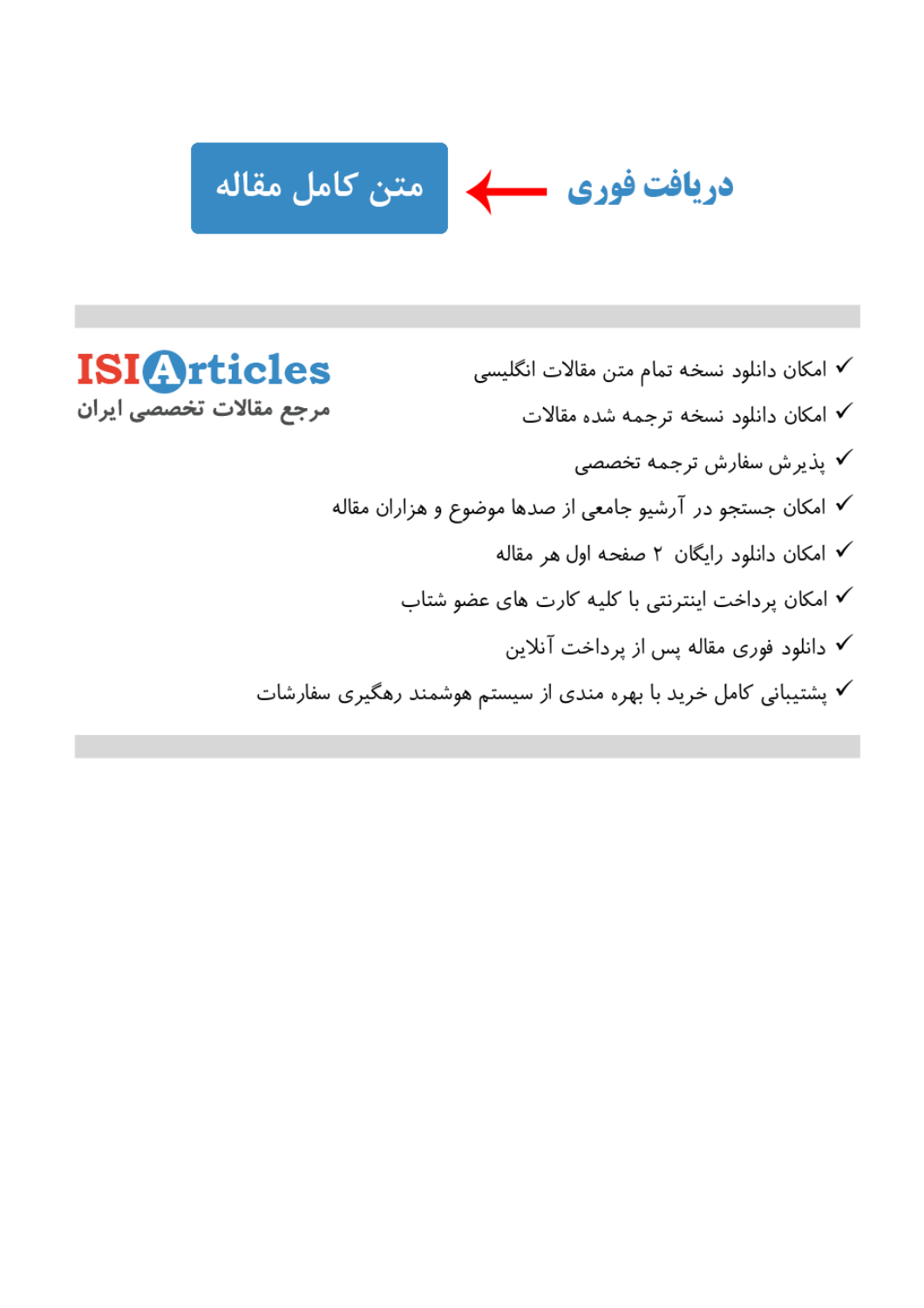دریافت فوری ← متن کامل مقاله

**ISIArticles**
مرجع مقالات تخصصی ایران

- ✓ امکان دانلود نسخه تمام متن مقالات انگلیسی
- ✓ امکان دانلود نسخه ترجمه شده مقالات
- ✓ پذیرش سفارش ترجمه تخصصی
- ✓ امکان جستجو در آرشیو جامعی از صدها موضوع و هزاران مقاله
- ✓ امکان دانلود رایگان ۲ صفحه اول هر مقاله
- ✓ امکان پرداخت اینترنتی با کلیه کارت های عضو شتاب
- ✓ دانلود فوری مقاله پس از پرداخت آنلاین
- ✓ پشتیبانی کامل خرید با بهره مندی از سیستم هوشمند رهگیری سفارشات